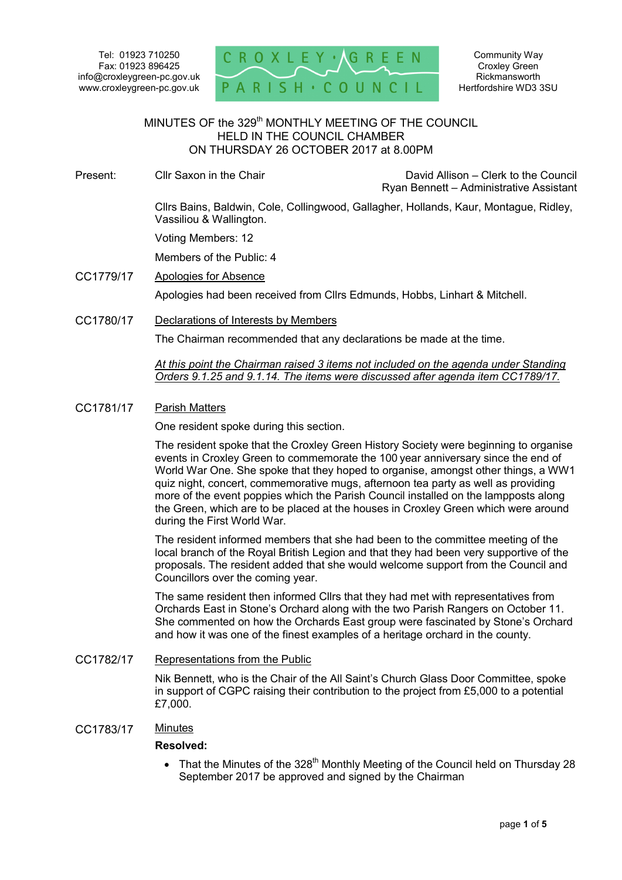Tel: 01923 710250
Fax: 01923 896425
info@croxleygreen-pc.gov.uk
www.croxleygreen-pc.gov.uk

CROXLEY GREEN PARISH COUNCIL

Community Way
Croxley Green
Rickmansworth
Hertfordshire WD3 3SU

# MINUTES OF the 329th MONTHLY MEETING OF THE COUNCIL HELD IN THE COUNCIL CHAMBER ON THURSDAY 26 OCTOBER 2017 at 8.00PM

Present: Cllr Saxon in the Chair

David Allison – Clerk to the Council
Ryan Bennett – Administrative Assistant

Cllrs Bains, Baldwin, Cole, Collingwood, Gallagher, Hollands, Kaur, Montague, Ridley, Vassiliou & Wallington.

Voting Members: 12

Members of the Public: 4

**CC1779/17** Apologies for Absence

Apologies had been received from Cllrs Edmunds, Hobbs, Linhart & Mitchell.

**CC1780/17** Declarations of Interests by Members

The Chairman recommended that any declarations be made at the time.

*At this point the Chairman raised 3 items not included on the agenda under Standing Orders 9.1.25 and 9.1.14. The items were discussed after agenda item CC1789/17.*

**CC1781/17** Parish Matters

One resident spoke during this section.

The resident spoke that the Croxley Green History Society were beginning to organise events in Croxley Green to commemorate the 100 year anniversary since the end of World War One. She spoke that they hoped to organise, amongst other things, a WW1 quiz night, concert, commemorative mugs, afternoon tea party as well as providing more of the event poppies which the Parish Council installed on the lampposts along the Green, which are to be placed at the houses in Croxley Green which were around during the First World War.

The resident informed members that she had been to the committee meeting of the local branch of the Royal British Legion and that they had been very supportive of the proposals. The resident added that she would welcome support from the Council and Councillors over the coming year.

The same resident then informed Cllrs that they had met with representatives from Orchards East in Stone's Orchard along with the two Parish Rangers on October 11. She commented on how the Orchards East group were fascinated by Stone's Orchard and how it was one of the finest examples of a heritage orchard in the county.

**CC1782/17** Representations from the Public

Nik Bennett, who is the Chair of the All Saint's Church Glass Door Committee, spoke in support of CGPC raising their contribution to the project from £5,000 to a potential £7,000.

**CC1783/17** Minutes

**Resolved:**

- That the Minutes of the 328th Monthly Meeting of the Council held on Thursday 28 September 2017 be approved and signed by the Chairman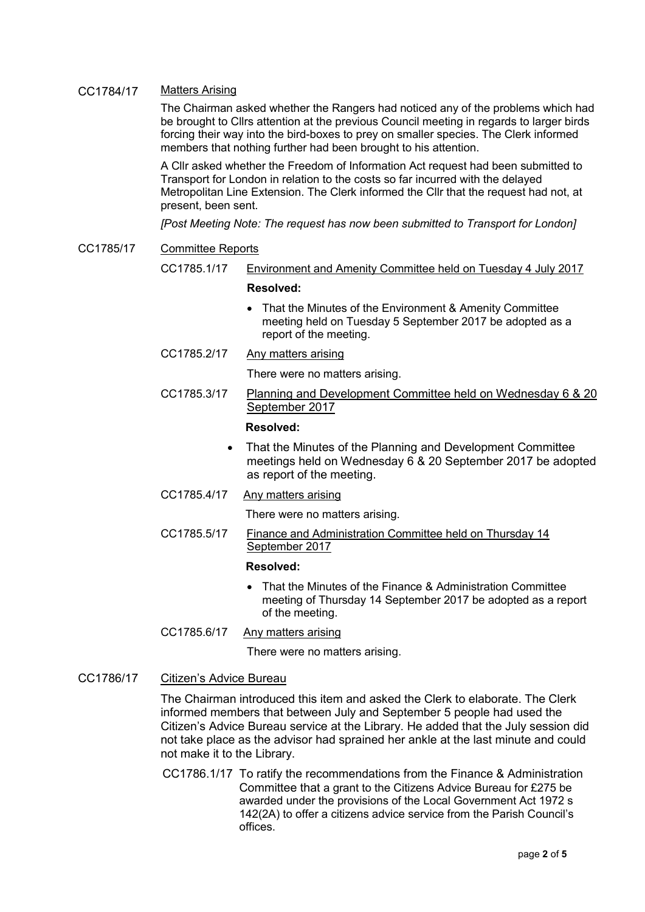CC1784/17 Matters Arising

The Chairman asked whether the Rangers had noticed any of the problems which had be brought to Cllrs attention at the previous Council meeting in regards to larger birds forcing their way into the bird-boxes to prey on smaller species. The Clerk informed members that nothing further had been brought to his attention.

A Cllr asked whether the Freedom of Information Act request had been submitted to Transport for London in relation to the costs so far incurred with the delayed Metropolitan Line Extension. The Clerk informed the Cllr that the request had not, at present, been sent.

*[Post Meeting Note: The request has now been submitted to Transport for London]*

CC1785/17 Committee Reports

CC1785.1/17 Environment and Amenity Committee held on Tuesday 4 July 2017

**Resolved:**

- That the Minutes of the Environment & Amenity Committee meeting held on Tuesday 5 September 2017 be adopted as a report of the meeting.

CC1785.2/17 Any matters arising

There were no matters arising.

CC1785.3/17 Planning and Development Committee held on Wednesday 6 & 20 September 2017

**Resolved:**

- That the Minutes of the Planning and Development Committee meetings held on Wednesday 6 & 20 September 2017 be adopted as report of the meeting.

CC1785.4/17 Any matters arising

There were no matters arising.

CC1785.5/17 Finance and Administration Committee held on Thursday 14 September 2017

**Resolved:**

- That the Minutes of the Finance & Administration Committee meeting of Thursday 14 September 2017 be adopted as a report of the meeting.

CC1785.6/17 Any matters arising

There were no matters arising.

CC1786/17 Citizen's Advice Bureau

The Chairman introduced this item and asked the Clerk to elaborate. The Clerk informed members that between July and September 5 people had used the Citizen's Advice Bureau service at the Library. He added that the July session did not take place as the advisor had sprained her ankle at the last minute and could not make it to the Library.

CC1786.1/17 To ratify the recommendations from the Finance & Administration Committee that a grant to the Citizens Advice Bureau for £275 be awarded under the provisions of the Local Government Act 1972 s 142(2A) to offer a citizens advice service from the Parish Council's offices.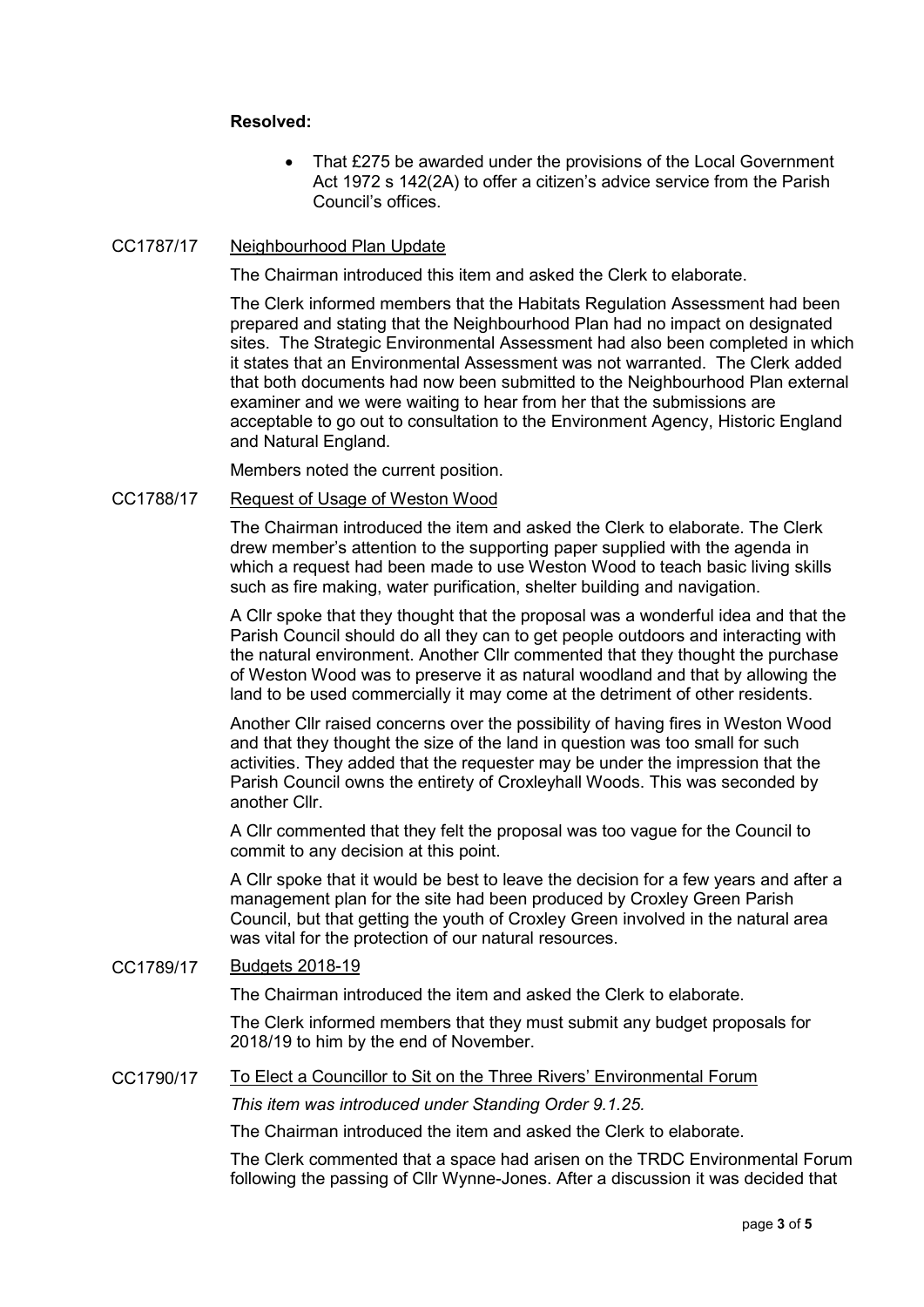**Resolved:**

- That £275 be awarded under the provisions of the Local Government Act 1972 s 142(2A) to offer a citizen's advice service from the Parish Council's offices.

CC1787/17 Neighbourhood Plan Update

The Chairman introduced this item and asked the Clerk to elaborate.

The Clerk informed members that the Habitats Regulation Assessment had been prepared and stating that the Neighbourhood Plan had no impact on designated sites. The Strategic Environmental Assessment had also been completed in which it states that an Environmental Assessment was not warranted. The Clerk added that both documents had now been submitted to the Neighbourhood Plan external examiner and we were waiting to hear from her that the submissions are acceptable to go out to consultation to the Environment Agency, Historic England and Natural England.

Members noted the current position.

CC1788/17 Request of Usage of Weston Wood

The Chairman introduced the item and asked the Clerk to elaborate. The Clerk drew member's attention to the supporting paper supplied with the agenda in which a request had been made to use Weston Wood to teach basic living skills such as fire making, water purification, shelter building and navigation.

A Cllr spoke that they thought that the proposal was a wonderful idea and that the Parish Council should do all they can to get people outdoors and interacting with the natural environment. Another Cllr commented that they thought the purchase of Weston Wood was to preserve it as natural woodland and that by allowing the land to be used commercially it may come at the detriment of other residents.

Another Cllr raised concerns over the possibility of having fires in Weston Wood and that they thought the size of the land in question was too small for such activities. They added that the requester may be under the impression that the Parish Council owns the entirety of Croxleyhall Woods. This was seconded by another Cllr.

A Cllr commented that they felt the proposal was too vague for the Council to commit to any decision at this point.

A Cllr spoke that it would be best to leave the decision for a few years and after a management plan for the site had been produced by Croxley Green Parish Council, but that getting the youth of Croxley Green involved in the natural area was vital for the protection of our natural resources.

CC1789/17 Budgets 2018-19

The Chairman introduced the item and asked the Clerk to elaborate.

The Clerk informed members that they must submit any budget proposals for 2018/19 to him by the end of November.

CC1790/17 To Elect a Councillor to Sit on the Three Rivers' Environmental Forum

*This item was introduced under Standing Order 9.1.25.*

The Chairman introduced the item and asked the Clerk to elaborate.

The Clerk commented that a space had arisen on the TRDC Environmental Forum following the passing of Cllr Wynne-Jones. After a discussion it was decided that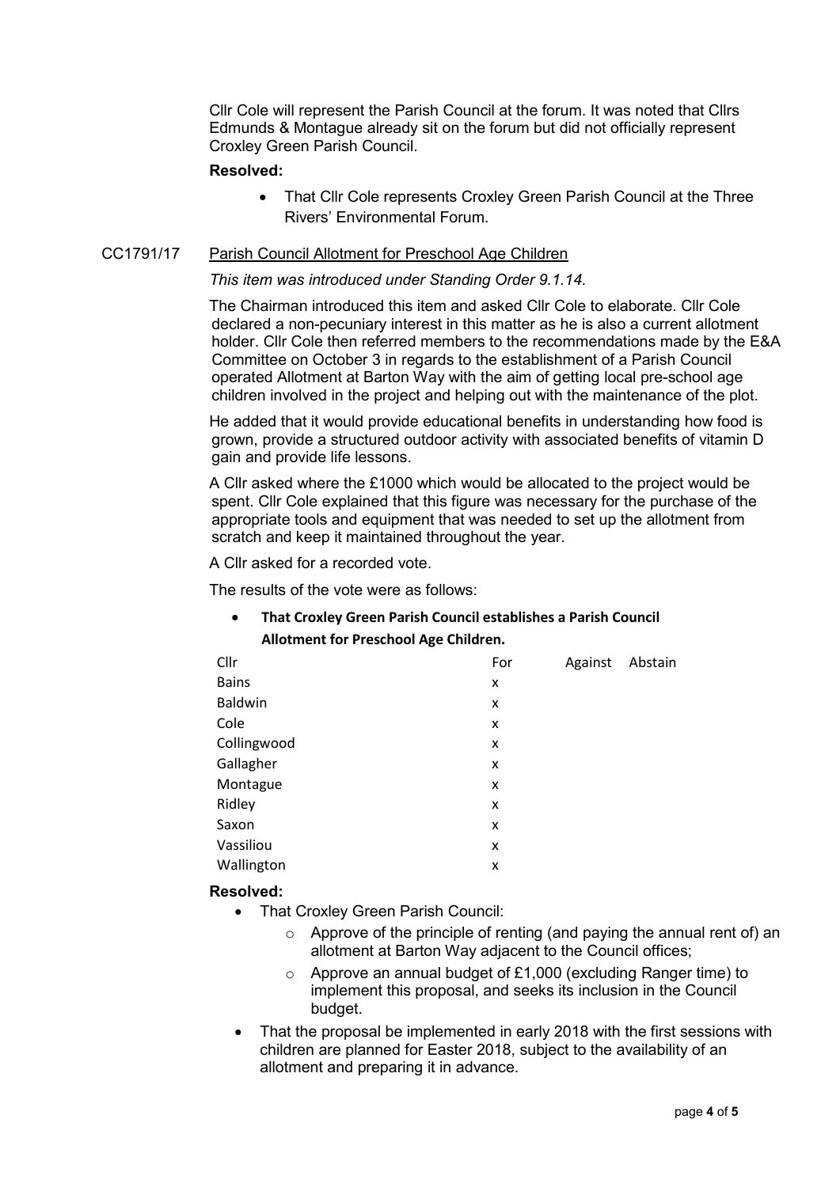Cllr Cole will represent the Parish Council at the forum. It was noted that Cllrs Edmunds & Montague already sit on the forum but did not officially represent Croxley Green Parish Council.

**Resolved:**

- That Cllr Cole represents Croxley Green Parish Council at the Three Rivers' Environmental Forum.

CC1791/17 Parish Council Allotment for Preschool Age Children

*This item was introduced under Standing Order 9.1.14.*

The Chairman introduced this item and asked Cllr Cole to elaborate. Cllr Cole declared a non-pecuniary interest in this matter as he is also a current allotment holder. Cllr Cole then referred members to the recommendations made by the E&A Committee on October 3 in regards to the establishment of a Parish Council operated Allotment at Barton Way with the aim of getting local pre-school age children involved in the project and helping out with the maintenance of the plot.

He added that it would provide educational benefits in understanding how food is grown, provide a structured outdoor activity with associated benefits of vitamin D gain and provide life lessons.

A Cllr asked where the £1000 which would be allocated to the project would be spent. Cllr Cole explained that this figure was necessary for the purchase of the appropriate tools and equipment that was needed to set up the allotment from scratch and keep it maintained throughout the year.

A Cllr asked for a recorded vote.

The results of the vote were as follows:

- **That Croxley Green Parish Council establishes a Parish Council Allotment for Preschool Age Children.**

| Cllr | For | Against | Abstain |
|---|---|---|---|
| Bains | x | | |
| Baldwin | x | | |
| Cole | x | | |
| Collingwood | x | | |
| Gallagher | x | | |
| Montague | x | | |
| Ridley | x | | |
| Saxon | x | | |
| Vassiliou | x | | |
| Wallington | x | | |

**Resolved:**

- That Croxley Green Parish Council:
  - Approve of the principle of renting (and paying the annual rent of) an allotment at Barton Way adjacent to the Council offices;
  - Approve an annual budget of £1,000 (excluding Ranger time) to implement this proposal, and seeks its inclusion in the Council budget.
- That the proposal be implemented in early 2018 with the first sessions with children are planned for Easter 2018, subject to the availability of an allotment and preparing it in advance.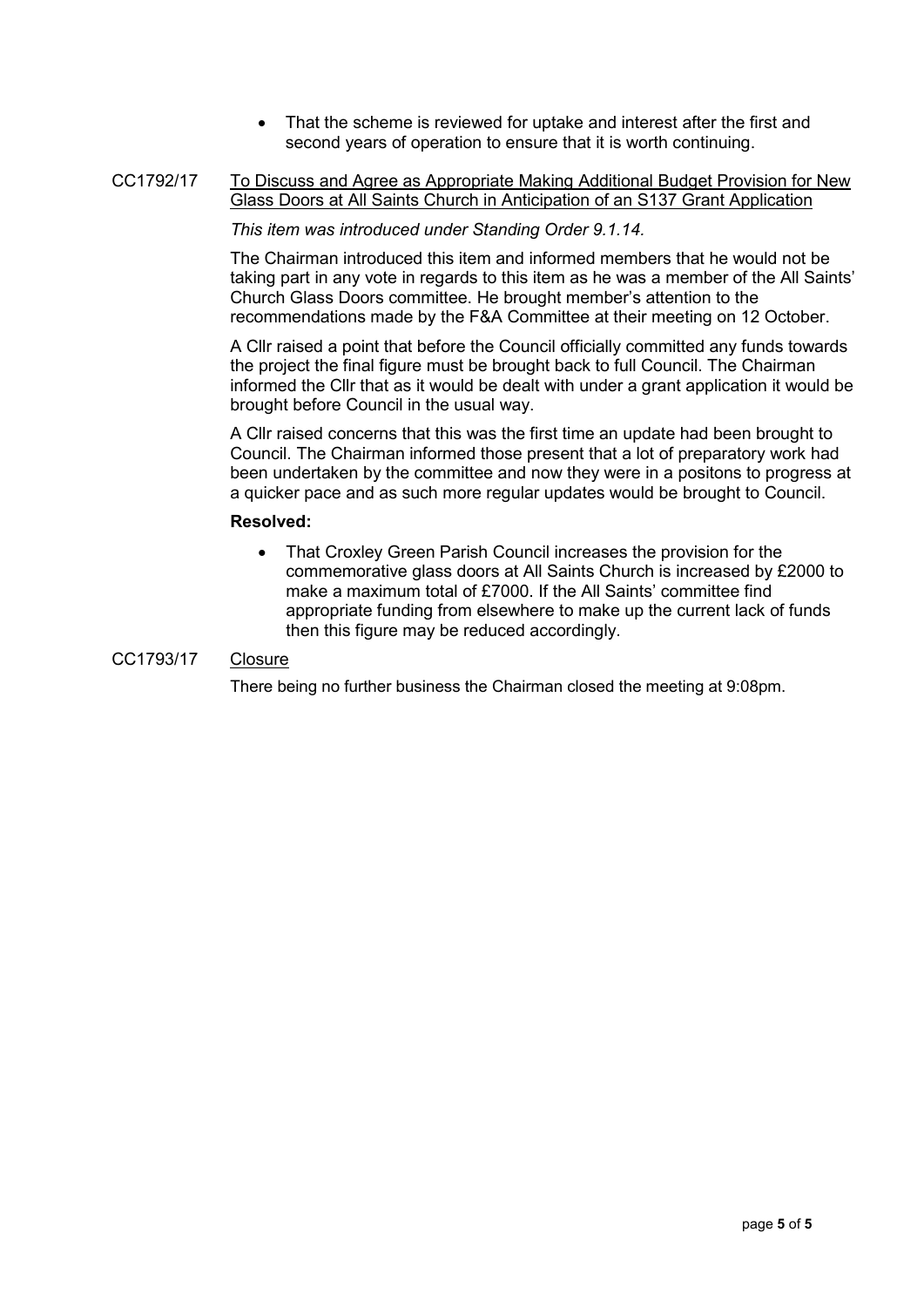- That the scheme is reviewed for uptake and interest after the first and second years of operation to ensure that it is worth continuing.

CC1792/17 To Discuss and Agree as Appropriate Making Additional Budget Provision for New Glass Doors at All Saints Church in Anticipation of an S137 Grant Application

*This item was introduced under Standing Order 9.1.14.*

The Chairman introduced this item and informed members that he would not be taking part in any vote in regards to this item as he was a member of the All Saints' Church Glass Doors committee. He brought member's attention to the recommendations made by the F&A Committee at their meeting on 12 October.

A Cllr raised a point that before the Council officially committed any funds towards the project the final figure must be brought back to full Council. The Chairman informed the Cllr that as it would be dealt with under a grant application it would be brought before Council in the usual way.

A Cllr raised concerns that this was the first time an update had been brought to Council. The Chairman informed those present that a lot of preparatory work had been undertaken by the committee and now they were in a positons to progress at a quicker pace and as such more regular updates would be brought to Council.

**Resolved:**

- That Croxley Green Parish Council increases the provision for the commemorative glass doors at All Saints Church is increased by £2000 to make a maximum total of £7000. If the All Saints' committee find appropriate funding from elsewhere to make up the current lack of funds then this figure may be reduced accordingly.

CC1793/17 Closure

There being no further business the Chairman closed the meeting at 9:08pm.